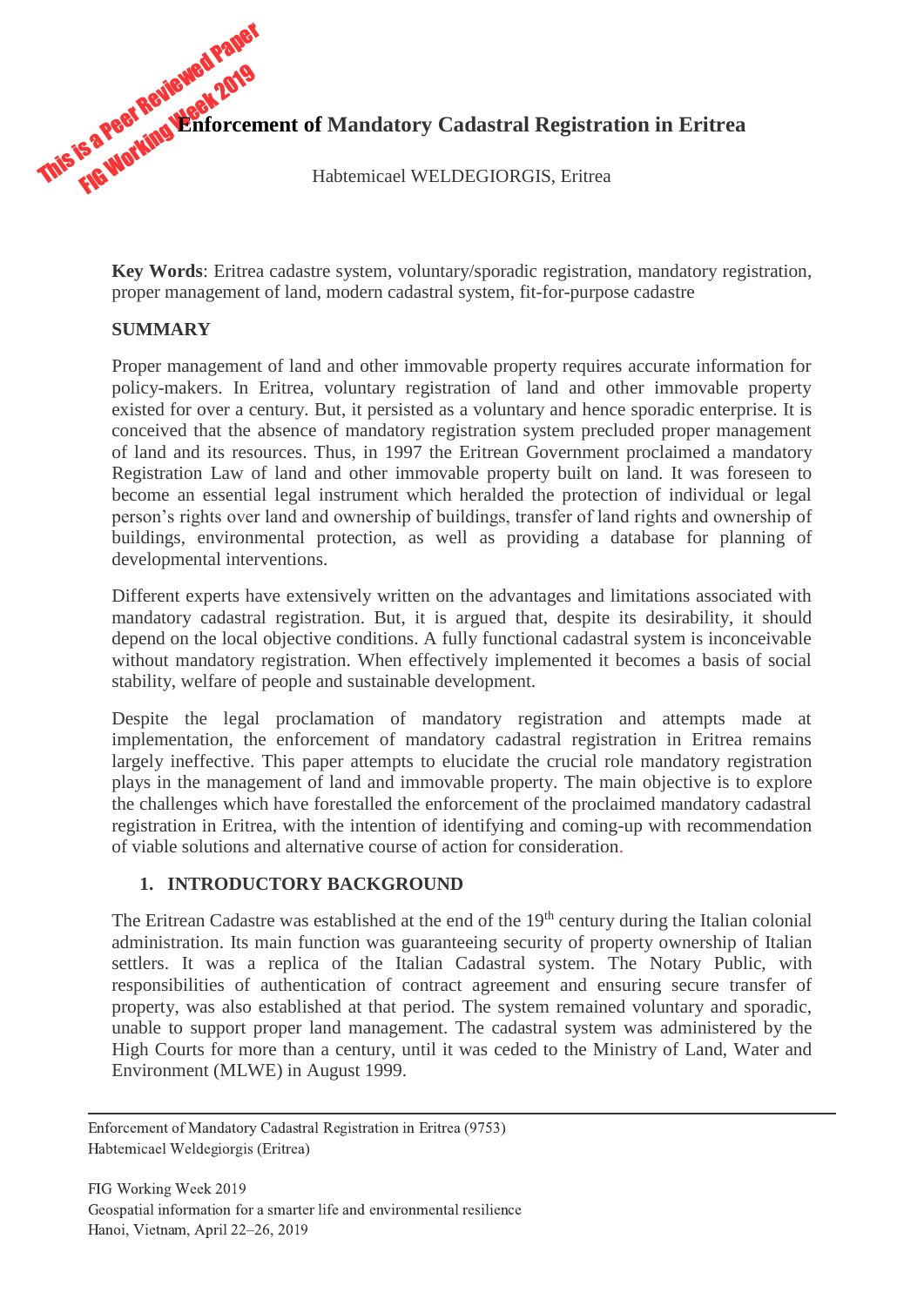# Enforcement of Mandatory Cadastral Registration in Eritrea

Habtemicael WELDEGIORGIS, Eritrea

**Key Words**: Eritrea cadastre system, voluntary/sporadic registration, mandatory registration, proper management of land, modern cadastral system, fit-for-purpose cadastre

## SUMMARY

Proper management of land and other immovable property requires accurate information for policy-makers. In Eritrea, voluntary registration of land and other immovable property existed for over a century. But, it persisted as a voluntary and hence sporadic enterprise. It is conceived that the absence of mandatory registration system precluded proper management of land and its resources. Thus, in 1997 the Eritrean Government proclaimed a mandatory Registration Law of land and other immovable property built on land. It was foreseen to become an essential legal instrument which heralded the protection of individual or legal person's rights over land and ownership of buildings, transfer of land rights and ownership of buildings, environmental protection, as well as providing a database for planning of developmental interventions.

Different experts have extensively written on the advantages and limitations associated with mandatory cadastral registration. But, it is argued that, despite its desirability, it should depend on the local objective conditions. A fully functional cadastral system is inconceivable without mandatory registration. When effectively implemented it becomes a basis of social stability, welfare of people and sustainable development.

Despite the legal proclamation of mandatory registration and attempts made at implementation, the enforcement of mandatory cadastral registration in Eritrea remains largely ineffective. This paper attempts to elucidate the crucial role mandatory registration plays in the management of land and immovable property. The main objective is to explore the challenges which have forestalled the enforcement of the proclaimed mandatory cadastral registration in Eritrea, with the intention of identifying and coming-up with recommendation of viable solutions and alternative course of action for consideration.

## 1. INTRODUCTORY BACKGROUND

The Eritrean Cadastre was established at the end of the 19th century during the Italian colonial administration. Its main function was guaranteeing security of property ownership of Italian settlers. It was a replica of the Italian Cadastral system. The Notary Public, with responsibilities of authentication of contract agreement and ensuring secure transfer of property, was also established at that period. The system remained voluntary and sporadic, unable to support proper land management. The cadastral system was administered by the High Courts for more than a century, until it was ceded to the Ministry of Land, Water and Environment (MLWE) in August 1999.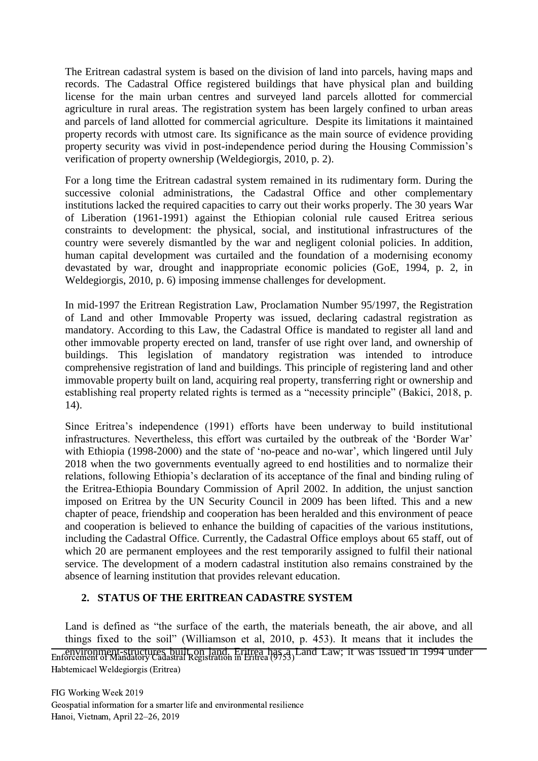The Eritrean cadastral system is based on the division of land into parcels, having maps and records. The Cadastral Office registered buildings that have physical plan and building license for the main urban centres and surveyed land parcels allotted for commercial agriculture in rural areas. The registration system has been largely confined to urban areas and parcels of land allotted for commercial agriculture. Despite its limitations it maintained property records with utmost care. Its significance as the main source of evidence providing property security was vivid in post-independence period during the Housing Commission's verification of property ownership (Weldegiorgis, 2010, p. 2).

For a long time the Eritrean cadastral system remained in its rudimentary form. During the successive colonial administrations, the Cadastral Office and other complementary institutions lacked the required capacities to carry out their works properly. The 30 years War of Liberation (1961-1991) against the Ethiopian colonial rule caused Eritrea serious constraints to development: the physical, social, and institutional infrastructures of the country were severely dismantled by the war and negligent colonial policies. In addition, human capital development was curtailed and the foundation of a modernising economy devastated by war, drought and inappropriate economic policies (GoE, 1994, p. 2, in Weldegiorgis, 2010, p. 6) imposing immense challenges for development.

In mid-1997 the Eritrean Registration Law, Proclamation Number 95/1997, the Registration of Land and other Immovable Property was issued, declaring cadastral registration as mandatory. According to this Law, the Cadastral Office is mandated to register all land and other immovable property erected on land, transfer of use right over land, and ownership of buildings. This legislation of mandatory registration was intended to introduce comprehensive registration of land and buildings. This principle of registering land and other immovable property built on land, acquiring real property, transferring right or ownership and establishing real property related rights is termed as a "necessity principle" (Bakici, 2018, p. 14).

Since Eritrea's independence (1991) efforts have been underway to build institutional infrastructures. Nevertheless, this effort was curtailed by the outbreak of the 'Border War' with Ethiopia (1998-2000) and the state of 'no-peace and no-war', which lingered until July 2018 when the two governments eventually agreed to end hostilities and to normalize their relations, following Ethiopia's declaration of its acceptance of the final and binding ruling of the Eritrea-Ethiopia Boundary Commission of April 2002. In addition, the unjust sanction imposed on Eritrea by the UN Security Council in 2009 has been lifted. This and a new chapter of peace, friendship and cooperation has been heralded and this environment of peace and cooperation is believed to enhance the building of capacities of the various institutions, including the Cadastral Office. Currently, the Cadastral Office employs about 65 staff, out of which 20 are permanent employees and the rest temporarily assigned to fulfil their national service. The development of a modern cadastral institution also remains constrained by the absence of learning institution that provides relevant education.

## 2. STATUS OF THE ERITREAN CADASTRE SYSTEM

Land is defined as "the surface of the earth, the materials beneath, the air above, and all things fixed to the soil" (Williamson et al, 2010, p. 453). It means that it includes the environment-structures built on land. Eritrea has a Land Law; it was issued in 1994 under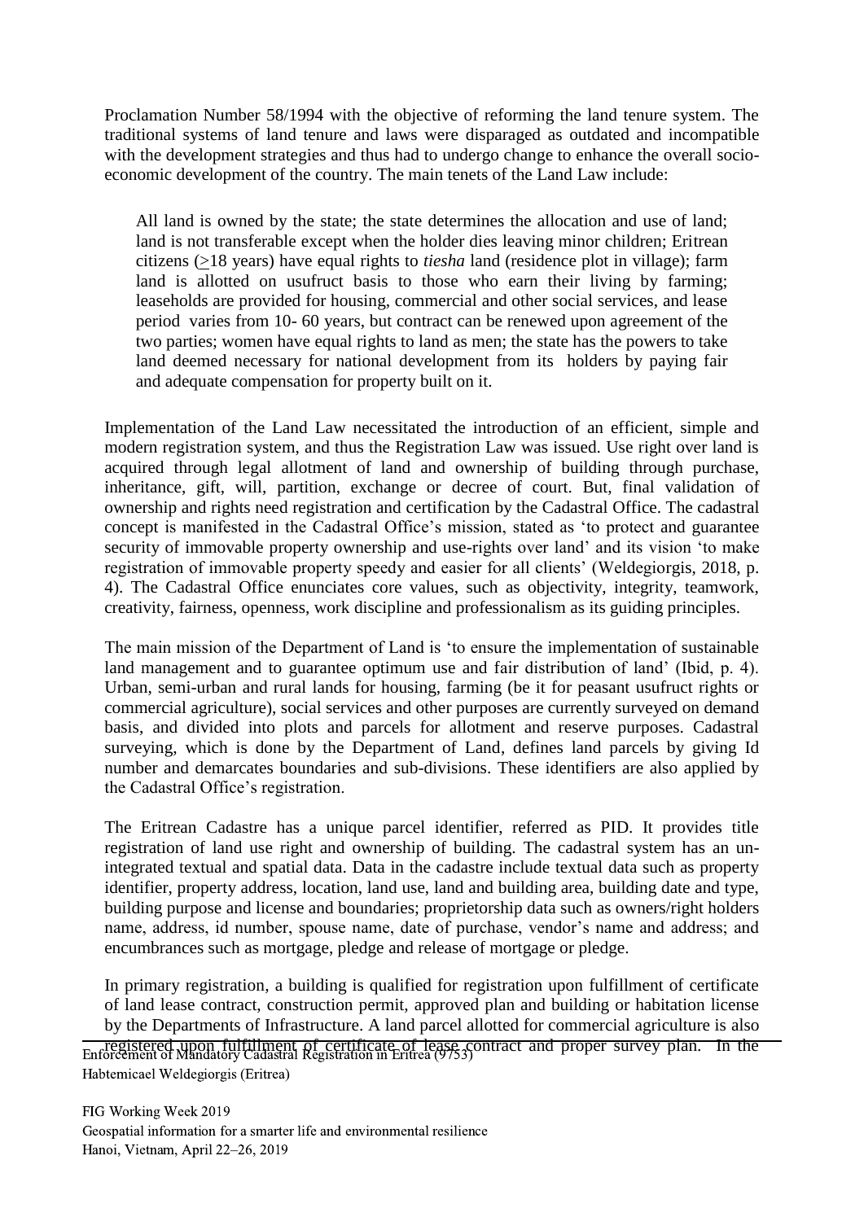Proclamation Number 58/1994 with the objective of reforming the land tenure system. The traditional systems of land tenure and laws were disparaged as outdated and incompatible with the development strategies and thus had to undergo change to enhance the overall socio-economic development of the country. The main tenets of the Land Law include:

> All land is owned by the state; the state determines the allocation and use of land; land is not transferable except when the holder dies leaving minor children; Eritrean citizens (≥18 years) have equal rights to *tiesha* land (residence plot in village); farm land is allotted on usufruct basis to those who earn their living by farming; leaseholds are provided for housing, commercial and other social services, and lease period varies from 10- 60 years, but contract can be renewed upon agreement of the two parties; women have equal rights to land as men; the state has the powers to take land deemed necessary for national development from its holders by paying fair and adequate compensation for property built on it.

Implementation of the Land Law necessitated the introduction of an efficient, simple and modern registration system, and thus the Registration Law was issued. Use right over land is acquired through legal allotment of land and ownership of building through purchase, inheritance, gift, will, partition, exchange or decree of court. But, final validation of ownership and rights need registration and certification by the Cadastral Office. The cadastral concept is manifested in the Cadastral Office's mission, stated as 'to protect and guarantee security of immovable property ownership and use-rights over land' and its vision 'to make registration of immovable property speedy and easier for all clients' (Weldegiorgis, 2018, p. 4). The Cadastral Office enunciates core values, such as objectivity, integrity, teamwork, creativity, fairness, openness, work discipline and professionalism as its guiding principles.

The main mission of the Department of Land is 'to ensure the implementation of sustainable land management and to guarantee optimum use and fair distribution of land' (Ibid, p. 4). Urban, semi-urban and rural lands for housing, farming (be it for peasant usufruct rights or commercial agriculture), social services and other purposes are currently surveyed on demand basis, and divided into plots and parcels for allotment and reserve purposes. Cadastral surveying, which is done by the Department of Land, defines land parcels by giving Id number and demarcates boundaries and sub-divisions. These identifiers are also applied by the Cadastral Office's registration.

The Eritrean Cadastre has a unique parcel identifier, referred as PID. It provides title registration of land use right and ownership of building. The cadastral system has an un-integrated textual and spatial data. Data in the cadastre include textual data such as property identifier, property address, location, land use, land and building area, building date and type, building purpose and license and boundaries; proprietorship data such as owners/right holders name, address, id number, spouse name, date of purchase, vendor's name and address; and encumbrances such as mortgage, pledge and release of mortgage or pledge.

In primary registration, a building is qualified for registration upon fulfillment of certificate of land lease contract, construction permit, approved plan and building or habitation license by the Departments of Infrastructure. A land parcel allotted for commercial agriculture is also registered upon fulfillment of certificate of lease contract and proper survey plan. In the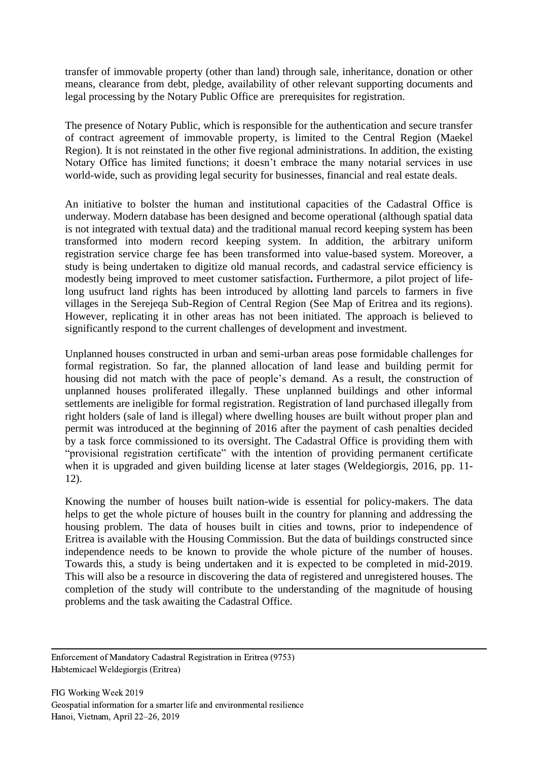transfer of immovable property (other than land) through sale, inheritance, donation or other means, clearance from debt, pledge, availability of other relevant supporting documents and legal processing by the Notary Public Office are prerequisites for registration.

The presence of Notary Public, which is responsible for the authentication and secure transfer of contract agreement of immovable property, is limited to the Central Region (Maekel Region). It is not reinstated in the other five regional administrations. In addition, the existing Notary Office has limited functions; it doesn't embrace the many notarial services in use world-wide, such as providing legal security for businesses, financial and real estate deals.

An initiative to bolster the human and institutional capacities of the Cadastral Office is underway. Modern database has been designed and become operational (although spatial data is not integrated with textual data) and the traditional manual record keeping system has been transformed into modern record keeping system. In addition, the arbitrary uniform registration service charge fee has been transformed into value-based system. Moreover, a study is being undertaken to digitize old manual records, and cadastral service efficiency is modestly being improved to meet customer satisfaction**.** Furthermore, a pilot project of life-long usufruct land rights has been introduced by allotting land parcels to farmers in five villages in the Serejeqa Sub-Region of Central Region (See Map of Eritrea and its regions). However, replicating it in other areas has not been initiated. The approach is believed to significantly respond to the current challenges of development and investment.

Unplanned houses constructed in urban and semi-urban areas pose formidable challenges for formal registration. So far, the planned allocation of land lease and building permit for housing did not match with the pace of people's demand. As a result, the construction of unplanned houses proliferated illegally. These unplanned buildings and other informal settlements are ineligible for formal registration. Registration of land purchased illegally from right holders (sale of land is illegal) where dwelling houses are built without proper plan and permit was introduced at the beginning of 2016 after the payment of cash penalties decided by a task force commissioned to its oversight. The Cadastral Office is providing them with "provisional registration certificate" with the intention of providing permanent certificate when it is upgraded and given building license at later stages (Weldegiorgis, 2016, pp. 11-12).

Knowing the number of houses built nation-wide is essential for policy-makers. The data helps to get the whole picture of houses built in the country for planning and addressing the housing problem. The data of houses built in cities and towns, prior to independence of Eritrea is available with the Housing Commission. But the data of buildings constructed since independence needs to be known to provide the whole picture of the number of houses. Towards this, a study is being undertaken and it is expected to be completed in mid-2019. This will also be a resource in discovering the data of registered and unregistered houses. The completion of the study will contribute to the understanding of the magnitude of housing problems and the task awaiting the Cadastral Office.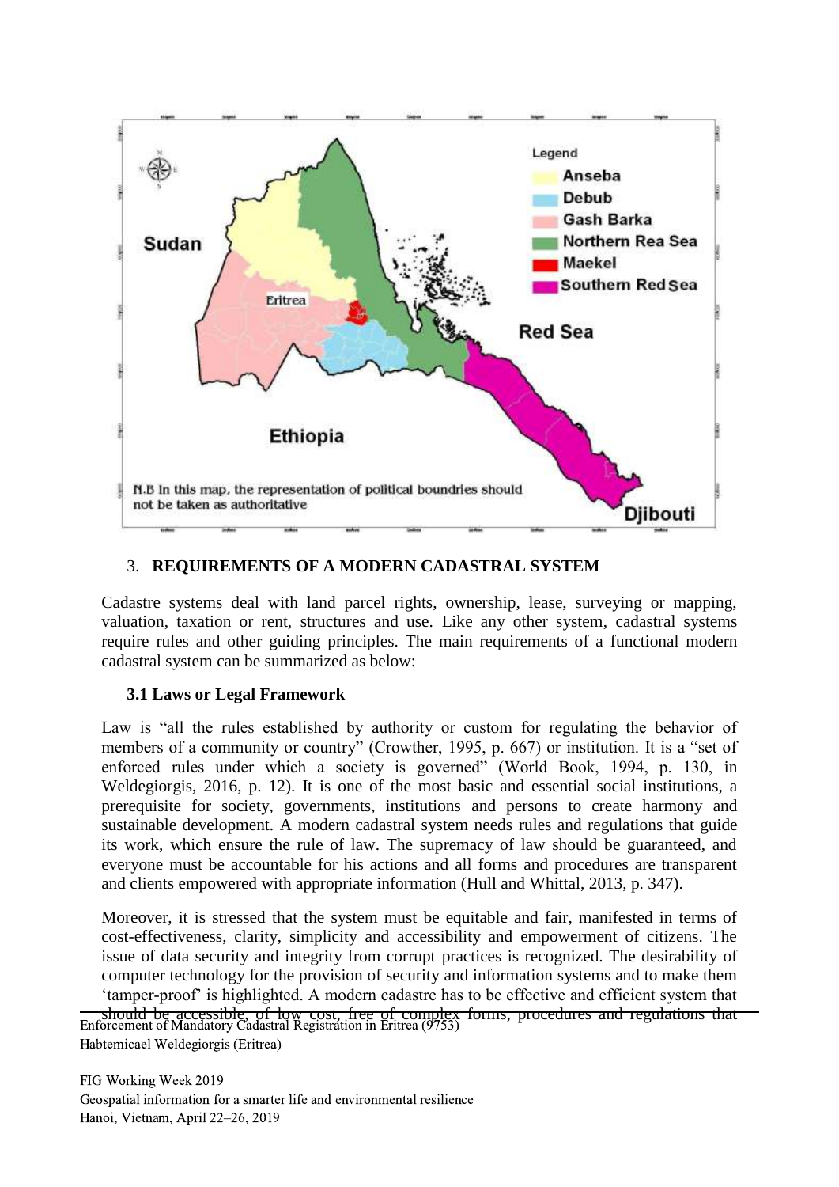## 3. REQUIREMENTS OF A MODERN CADASTRAL SYSTEM

Cadastre systems deal with land parcel rights, ownership, lease, surveying or mapping, valuation, taxation or rent, structures and use. Like any other system, cadastral systems require rules and other guiding principles. The main requirements of a functional modern cadastral system can be summarized as below:

### 3.1 Laws or Legal Framework

Law is "all the rules established by authority or custom for regulating the behavior of members of a community or country" (Crowther, 1995, p. 667) or institution. It is a "set of enforced rules under which a society is governed" (World Book, 1994, p. 130, in Weldegiorgis, 2016, p. 12). It is one of the most basic and essential social institutions, a prerequisite for society, governments, institutions and persons to create harmony and sustainable development. A modern cadastral system needs rules and regulations that guide its work, which ensure the rule of law. The supremacy of law should be guaranteed, and everyone must be accountable for his actions and all forms and procedures are transparent and clients empowered with appropriate information (Hull and Whittal, 2013, p. 347).

Moreover, it is stressed that the system must be equitable and fair, manifested in terms of cost-effectiveness, clarity, simplicity and accessibility and empowerment of citizens. The issue of data security and integrity from corrupt practices is recognized. The desirability of computer technology for the provision of security and information systems and to make them 'tamper-proof' is highlighted. A modern cadastre has to be effective and efficient system that should be accessible, of low cost, free of complex forms, procedures and regulations that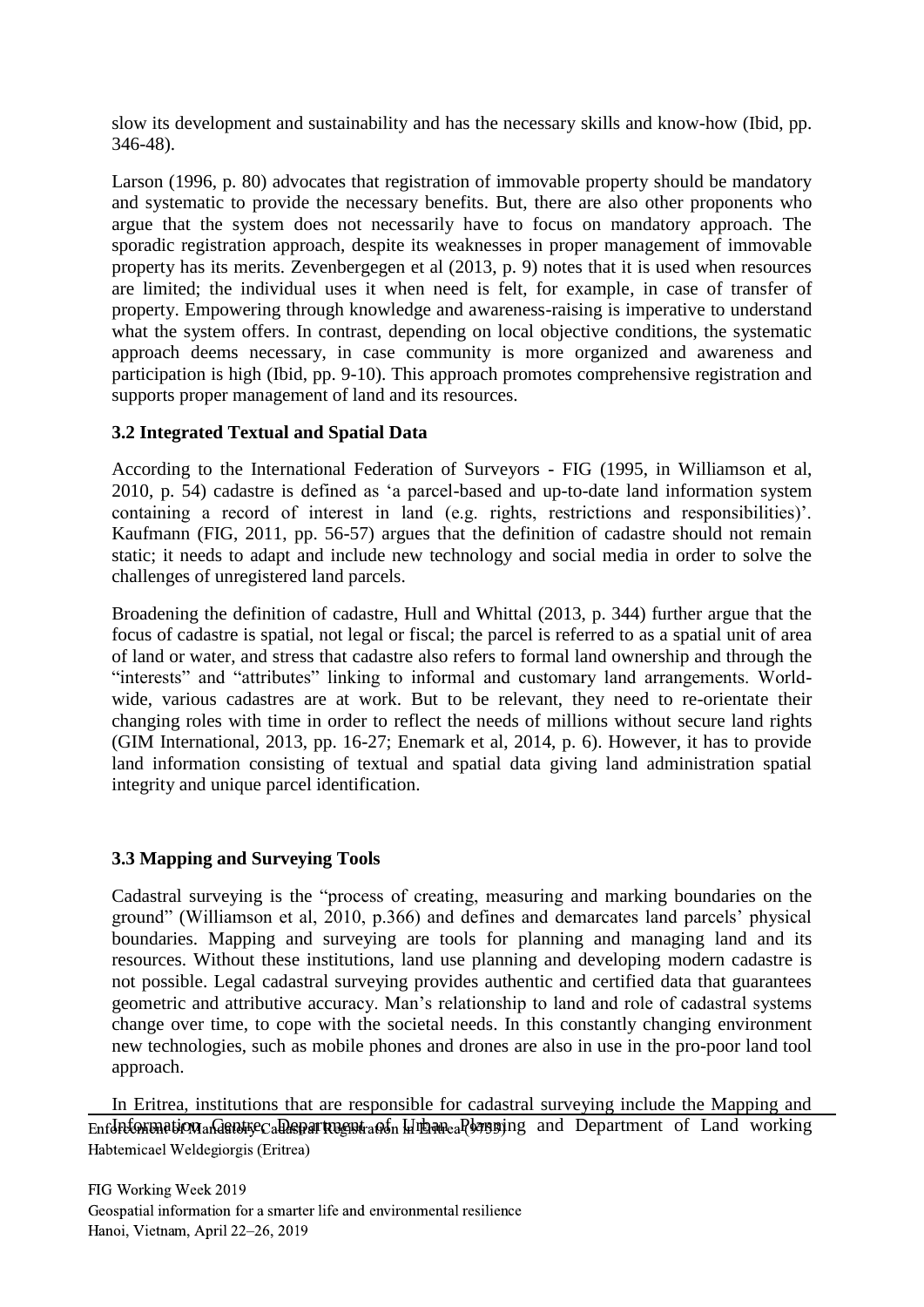slow its development and sustainability and has the necessary skills and know-how (Ibid, pp. 346-48).

Larson (1996, p. 80) advocates that registration of immovable property should be mandatory and systematic to provide the necessary benefits. But, there are also other proponents who argue that the system does not necessarily have to focus on mandatory approach. The sporadic registration approach, despite its weaknesses in proper management of immovable property has its merits. Zevenbergegen et al (2013, p. 9) notes that it is used when resources are limited; the individual uses it when need is felt, for example, in case of transfer of property. Empowering through knowledge and awareness-raising is imperative to understand what the system offers. In contrast, depending on local objective conditions, the systematic approach deems necessary, in case community is more organized and awareness and participation is high (Ibid, pp. 9-10). This approach promotes comprehensive registration and supports proper management of land and its resources.

### 3.2 Integrated Textual and Spatial Data

According to the International Federation of Surveyors - FIG (1995, in Williamson et al, 2010, p. 54) cadastre is defined as 'a parcel-based and up-to-date land information system containing a record of interest in land (e.g. rights, restrictions and responsibilities)'. Kaufmann (FIG, 2011, pp. 56-57) argues that the definition of cadastre should not remain static; it needs to adapt and include new technology and social media in order to solve the challenges of unregistered land parcels.

Broadening the definition of cadastre, Hull and Whittal (2013, p. 344) further argue that the focus of cadastre is spatial, not legal or fiscal; the parcel is referred to as a spatial unit of area of land or water, and stress that cadastre also refers to formal land ownership and through the "interests" and "attributes" linking to informal and customary land arrangements. World-wide, various cadastres are at work. But to be relevant, they need to re-orientate their changing roles with time in order to reflect the needs of millions without secure land rights (GIM International, 2013, pp. 16-27; Enemark et al, 2014, p. 6). However, it has to provide land information consisting of textual and spatial data giving land administration spatial integrity and unique parcel identification.

### 3.3 Mapping and Surveying Tools

Cadastral surveying is the "process of creating, measuring and marking boundaries on the ground" (Williamson et al, 2010, p.366) and defines and demarcates land parcels' physical boundaries. Mapping and surveying are tools for planning and managing land and its resources. Without these institutions, land use planning and developing modern cadastre is not possible. Legal cadastral surveying provides authentic and certified data that guarantees geometric and attributive accuracy. Man's relationship to land and role of cadastral systems change over time, to cope with the societal needs. In this constantly changing environment new technologies, such as mobile phones and drones are also in use in the pro-poor land tool approach.

In Eritrea, institutions that are responsible for cadastral surveying include the Mapping and Information Centre, Department of Urban Planning and Department of Land working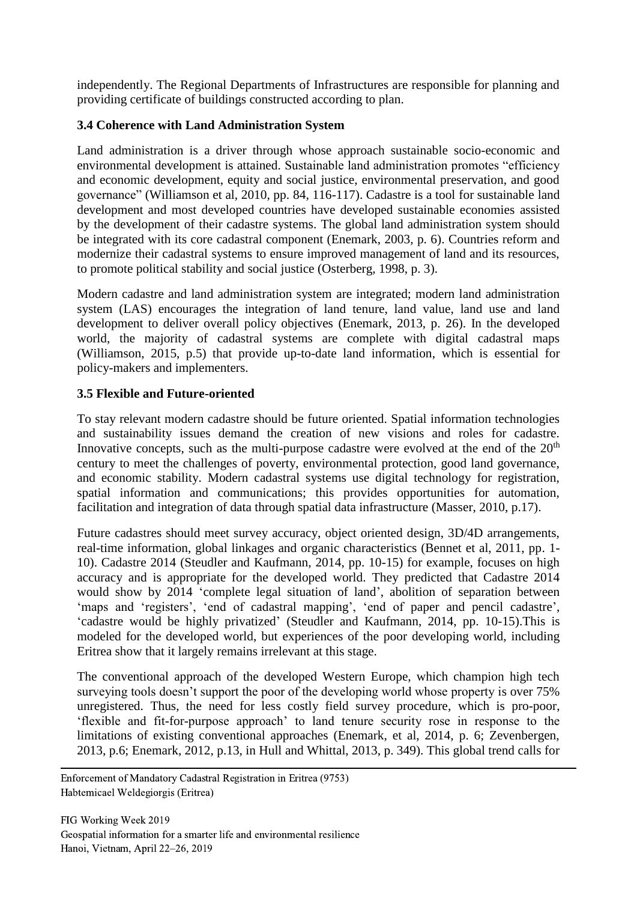independently. The Regional Departments of Infrastructures are responsible for planning and providing certificate of buildings constructed according to plan.

### 3.4 Coherence with Land Administration System

Land administration is a driver through whose approach sustainable socio-economic and environmental development is attained. Sustainable land administration promotes "efficiency and economic development, equity and social justice, environmental preservation, and good governance" (Williamson et al, 2010, pp. 84, 116-117). Cadastre is a tool for sustainable land development and most developed countries have developed sustainable economies assisted by the development of their cadastre systems. The global land administration system should be integrated with its core cadastral component (Enemark, 2003, p. 6). Countries reform and modernize their cadastral systems to ensure improved management of land and its resources, to promote political stability and social justice (Osterberg, 1998, p. 3).

Modern cadastre and land administration system are integrated; modern land administration system (LAS) encourages the integration of land tenure, land value, land use and land development to deliver overall policy objectives (Enemark, 2013, p. 26). In the developed world, the majority of cadastral systems are complete with digital cadastral maps (Williamson, 2015, p.5) that provide up-to-date land information, which is essential for policy-makers and implementers.

### 3.5 Flexible and Future-oriented

To stay relevant modern cadastre should be future oriented. Spatial information technologies and sustainability issues demand the creation of new visions and roles for cadastre. Innovative concepts, such as the multi-purpose cadastre were evolved at the end of the 20th century to meet the challenges of poverty, environmental protection, good land governance, and economic stability. Modern cadastral systems use digital technology for registration, spatial information and communications; this provides opportunities for automation, facilitation and integration of data through spatial data infrastructure (Masser, 2010, p.17).

Future cadastres should meet survey accuracy, object oriented design, 3D/4D arrangements, real-time information, global linkages and organic characteristics (Bennet et al, 2011, pp. 1-10). Cadastre 2014 (Steudler and Kaufmann, 2014, pp. 10-15) for example, focuses on high accuracy and is appropriate for the developed world. They predicted that Cadastre 2014 would show by 2014 'complete legal situation of land', abolition of separation between 'maps and 'registers', 'end of cadastral mapping', 'end of paper and pencil cadastre', 'cadastre would be highly privatized' (Steudler and Kaufmann, 2014, pp. 10-15).This is modeled for the developed world, but experiences of the poor developing world, including Eritrea show that it largely remains irrelevant at this stage.

The conventional approach of the developed Western Europe, which champion high tech surveying tools doesn't support the poor of the developing world whose property is over 75% unregistered. Thus, the need for less costly field survey procedure, which is pro-poor, 'flexible and fit-for-purpose approach' to land tenure security rose in response to the limitations of existing conventional approaches (Enemark, et al, 2014, p. 6; Zevenbergen, 2013, p.6; Enemark, 2012, p.13, in Hull and Whittal, 2013, p. 349). This global trend calls for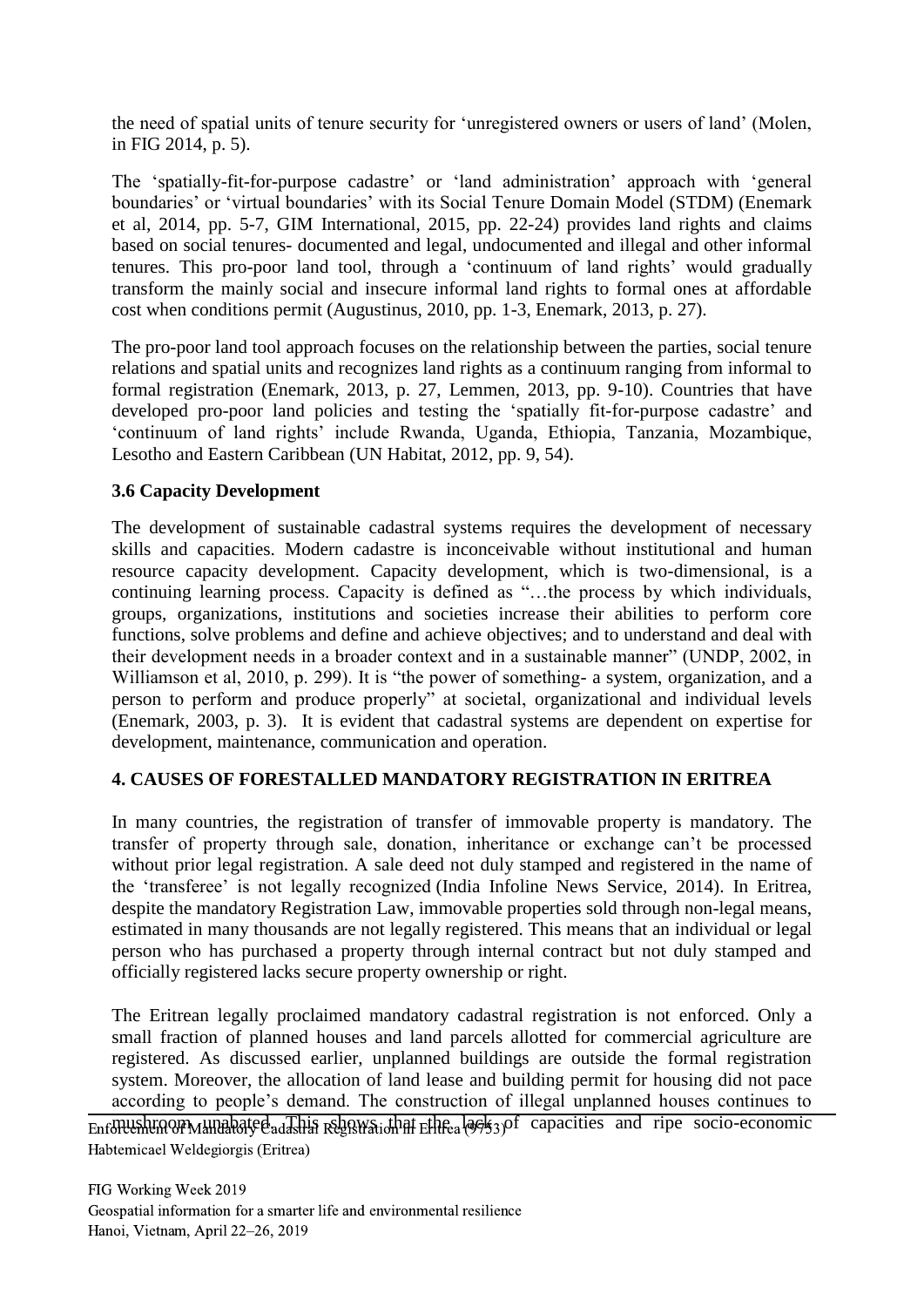the need of spatial units of tenure security for 'unregistered owners or users of land' (Molen, in FIG 2014, p. 5).

The 'spatially-fit-for-purpose cadastre' or 'land administration' approach with 'general boundaries' or 'virtual boundaries' with its Social Tenure Domain Model (STDM) (Enemark et al, 2014, pp. 5-7, GIM International, 2015, pp. 22-24) provides land rights and claims based on social tenures- documented and legal, undocumented and illegal and other informal tenures. This pro-poor land tool, through a 'continuum of land rights' would gradually transform the mainly social and insecure informal land rights to formal ones at affordable cost when conditions permit (Augustinus, 2010, pp. 1-3, Enemark, 2013, p. 27).

The pro-poor land tool approach focuses on the relationship between the parties, social tenure relations and spatial units and recognizes land rights as a continuum ranging from informal to formal registration (Enemark, 2013, p. 27, Lemmen, 2013, pp. 9-10). Countries that have developed pro-poor land policies and testing the 'spatially fit-for-purpose cadastre' and 'continuum of land rights' include Rwanda, Uganda, Ethiopia, Tanzania, Mozambique, Lesotho and Eastern Caribbean (UN Habitat, 2012, pp. 9, 54).

### 3.6 Capacity Development

The development of sustainable cadastral systems requires the development of necessary skills and capacities. Modern cadastre is inconceivable without institutional and human resource capacity development. Capacity development, which is two-dimensional, is a continuing learning process. Capacity is defined as "…the process by which individuals, groups, organizations, institutions and societies increase their abilities to perform core functions, solve problems and define and achieve objectives; and to understand and deal with their development needs in a broader context and in a sustainable manner" (UNDP, 2002, in Williamson et al, 2010, p. 299). It is "the power of something- a system, organization, and a person to perform and produce properly" at societal, organizational and individual levels (Enemark, 2003, p. 3). It is evident that cadastral systems are dependent on expertise for development, maintenance, communication and operation.

## 4. CAUSES OF FORESTALLED MANDATORY REGISTRATION IN ERITREA

In many countries, the registration of transfer of immovable property is mandatory. The transfer of property through sale, donation, inheritance or exchange can't be processed without prior legal registration. A sale deed not duly stamped and registered in the name of the 'transferee' is not legally recognized (India Infoline News Service, 2014). In Eritrea, despite the mandatory Registration Law, immovable properties sold through non-legal means, estimated in many thousands are not legally registered. This means that an individual or legal person who has purchased a property through internal contract but not duly stamped and officially registered lacks secure property ownership or right.

The Eritrean legally proclaimed mandatory cadastral registration is not enforced. Only a small fraction of planned houses and land parcels allotted for commercial agriculture are registered. As discussed earlier, unplanned buildings are outside the formal registration system. Moreover, the allocation of land lease and building permit for housing did not pace according to people's demand. The construction of illegal unplanned houses continues to mushroom unabated. This shows that the lack of capacities and ripe socio-economic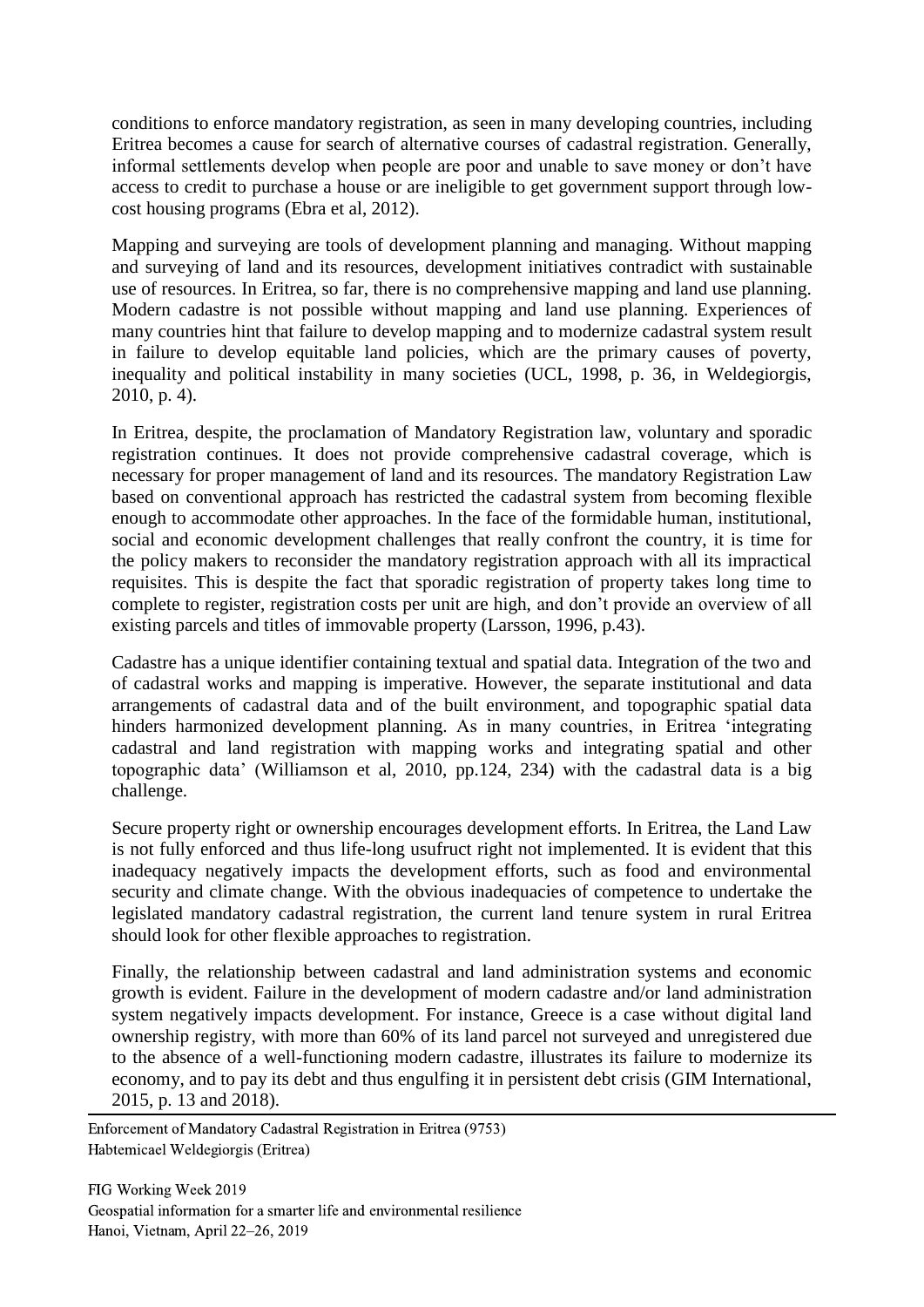conditions to enforce mandatory registration, as seen in many developing countries, including Eritrea becomes a cause for search of alternative courses of cadastral registration. Generally, informal settlements develop when people are poor and unable to save money or don't have access to credit to purchase a house or are ineligible to get government support through low-cost housing programs (Ebra et al, 2012).

Mapping and surveying are tools of development planning and managing. Without mapping and surveying of land and its resources, development initiatives contradict with sustainable use of resources. In Eritrea, so far, there is no comprehensive mapping and land use planning. Modern cadastre is not possible without mapping and land use planning. Experiences of many countries hint that failure to develop mapping and to modernize cadastral system result in failure to develop equitable land policies, which are the primary causes of poverty, inequality and political instability in many societies (UCL, 1998, p. 36, in Weldegiorgis, 2010, p. 4).

In Eritrea, despite, the proclamation of Mandatory Registration law, voluntary and sporadic registration continues. It does not provide comprehensive cadastral coverage, which is necessary for proper management of land and its resources. The mandatory Registration Law based on conventional approach has restricted the cadastral system from becoming flexible enough to accommodate other approaches. In the face of the formidable human, institutional, social and economic development challenges that really confront the country, it is time for the policy makers to reconsider the mandatory registration approach with all its impractical requisites. This is despite the fact that sporadic registration of property takes long time to complete to register, registration costs per unit are high, and don't provide an overview of all existing parcels and titles of immovable property (Larsson, 1996, p.43).

Cadastre has a unique identifier containing textual and spatial data. Integration of the two and of cadastral works and mapping is imperative. However, the separate institutional and data arrangements of cadastral data and of the built environment, and topographic spatial data hinders harmonized development planning. As in many countries, in Eritrea 'integrating cadastral and land registration with mapping works and integrating spatial and other topographic data' (Williamson et al, 2010, pp.124, 234) with the cadastral data is a big challenge.

Secure property right or ownership encourages development efforts. In Eritrea, the Land Law is not fully enforced and thus life-long usufruct right not implemented. It is evident that this inadequacy negatively impacts the development efforts, such as food and environmental security and climate change. With the obvious inadequacies of competence to undertake the legislated mandatory cadastral registration, the current land tenure system in rural Eritrea should look for other flexible approaches to registration.

Finally, the relationship between cadastral and land administration systems and economic growth is evident. Failure in the development of modern cadastre and/or land administration system negatively impacts development. For instance, Greece is a case without digital land ownership registry, with more than 60% of its land parcel not surveyed and unregistered due to the absence of a well-functioning modern cadastre, illustrates its failure to modernize its economy, and to pay its debt and thus engulfing it in persistent debt crisis (GIM International, 2015, p. 13 and 2018).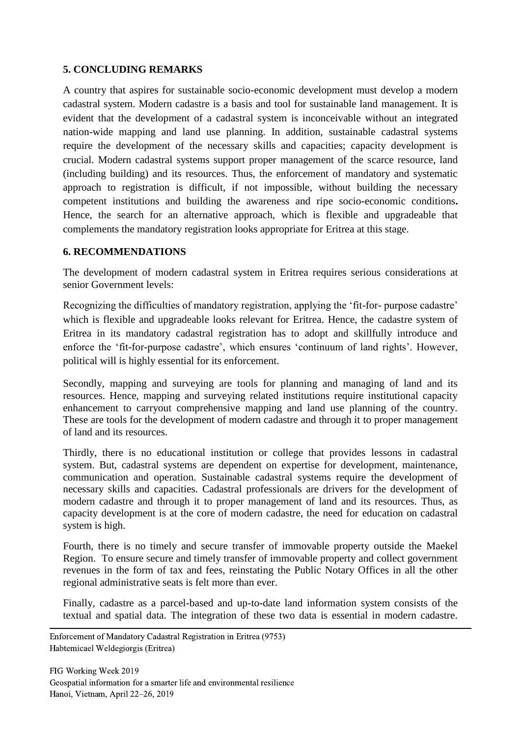## 5. CONCLUDING REMARKS

A country that aspires for sustainable socio-economic development must develop a modern cadastral system. Modern cadastre is a basis and tool for sustainable land management. It is evident that the development of a cadastral system is inconceivable without an integrated nation-wide mapping and land use planning. In addition, sustainable cadastral systems require the development of the necessary skills and capacities; capacity development is crucial. Modern cadastral systems support proper management of the scarce resource, land (including building) and its resources. Thus, the enforcement of mandatory and systematic approach to registration is difficult, if not impossible, without building the necessary competent institutions and building the awareness and ripe socio-economic conditions**.** Hence, the search for an alternative approach, which is flexible and upgradeable that complements the mandatory registration looks appropriate for Eritrea at this stage.

## 6. RECOMMENDATIONS

The development of modern cadastral system in Eritrea requires serious considerations at senior Government levels:

Recognizing the difficulties of mandatory registration, applying the 'fit-for- purpose cadastre' which is flexible and upgradeable looks relevant for Eritrea. Hence, the cadastre system of Eritrea in its mandatory cadastral registration has to adopt and skillfully introduce and enforce the 'fit-for-purpose cadastre', which ensures 'continuum of land rights'. However, political will is highly essential for its enforcement.

Secondly, mapping and surveying are tools for planning and managing of land and its resources. Hence, mapping and surveying related institutions require institutional capacity enhancement to carryout comprehensive mapping and land use planning of the country. These are tools for the development of modern cadastre and through it to proper management of land and its resources.

Thirdly, there is no educational institution or college that provides lessons in cadastral system. But, cadastral systems are dependent on expertise for development, maintenance, communication and operation. Sustainable cadastral systems require the development of necessary skills and capacities. Cadastral professionals are drivers for the development of modern cadastre and through it to proper management of land and its resources. Thus, as capacity development is at the core of modern cadastre, the need for education on cadastral system is high.

Fourth, there is no timely and secure transfer of immovable property outside the Maekel Region. To ensure secure and timely transfer of immovable property and collect government revenues in the form of tax and fees, reinstating the Public Notary Offices in all the other regional administrative seats is felt more than ever.

Finally, cadastre as a parcel-based and up-to-date land information system consists of the textual and spatial data. The integration of these two data is essential in modern cadastre.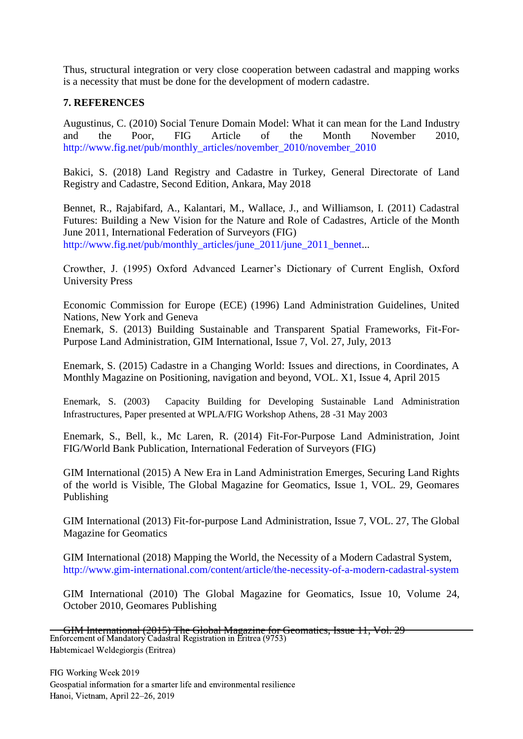Thus, structural integration or very close cooperation between cadastral and mapping works is a necessity that must be done for the development of modern cadastre.

## 7. REFERENCES

Augustinus, C. (2010) Social Tenure Domain Model: What it can mean for the Land Industry and the Poor, FIG Article of the Month November 2010, http://www.fig.net/pub/monthly_articles/november_2010/november_2010

Bakici, S. (2018) Land Registry and Cadastre in Turkey, General Directorate of Land Registry and Cadastre, Second Edition, Ankara, May 2018

Bennet, R., Rajabifard, A., Kalantari, M., Wallace, J., and Williamson, I. (2011) Cadastral Futures: Building a New Vision for the Nature and Role of Cadastres, Article of the Month June 2011, International Federation of Surveyors (FIG) http://www.fig.net/pub/monthly_articles/june_2011/june_2011_bennet...

Crowther, J. (1995) Oxford Advanced Learner's Dictionary of Current English, Oxford University Press

Economic Commission for Europe (ECE) (1996) Land Administration Guidelines, United Nations, New York and Geneva

Enemark, S. (2013) Building Sustainable and Transparent Spatial Frameworks, Fit-For-Purpose Land Administration, GIM International, Issue 7, Vol. 27, July, 2013

Enemark, S. (2015) Cadastre in a Changing World: Issues and directions, in Coordinates, A Monthly Magazine on Positioning, navigation and beyond, VOL. X1, Issue 4, April 2015

Enemark, S. (2003) Capacity Building for Developing Sustainable Land Administration Infrastructures, Paper presented at WPLA/FIG Workshop Athens, 28 -31 May 2003

Enemark, S., Bell, k., Mc Laren, R. (2014) Fit-For-Purpose Land Administration, Joint FIG/World Bank Publication, International Federation of Surveyors (FIG)

GIM International (2015) A New Era in Land Administration Emerges, Securing Land Rights of the world is Visible, The Global Magazine for Geomatics, Issue 1, VOL. 29, Geomares Publishing

GIM International (2013) Fit-for-purpose Land Administration, Issue 7, VOL. 27, The Global Magazine for Geomatics

GIM International (2018) Mapping the World, the Necessity of a Modern Cadastral System, http://www.gim-international.com/content/article/the-necessity-of-a-modern-cadastral-system

GIM International (2010) The Global Magazine for Geomatics, Issue 10, Volume 24, October 2010, Geomares Publishing

GIM International (2015) The Global Magazine for Geomatics, Issue 11, Vol. 29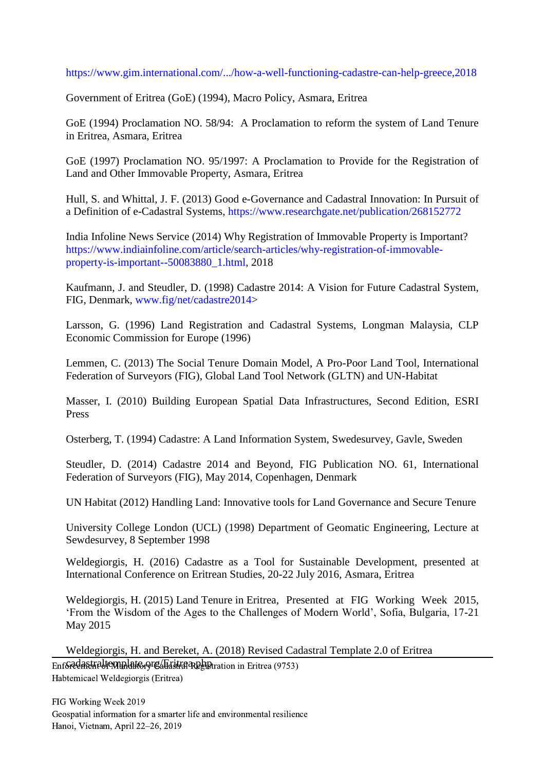https://www.gim.international.com/.../how-a-well-functioning-cadastre-can-help-greece,2018

Government of Eritrea (GoE) (1994), Macro Policy, Asmara, Eritrea

GoE (1994) Proclamation NO. 58/94: A Proclamation to reform the system of Land Tenure in Eritrea, Asmara, Eritrea

GoE (1997) Proclamation NO. 95/1997: A Proclamation to Provide for the Registration of Land and Other Immovable Property, Asmara, Eritrea

Hull, S. and Whittal, J. F. (2013) Good e-Governance and Cadastral Innovation: In Pursuit of a Definition of e-Cadastral Systems, https://www.researchgate.net/publication/268152772

India Infoline News Service (2014) Why Registration of Immovable Property is Important? https://www.indiainfoline.com/article/search-articles/why-registration-of-immovable-property-is-important--50083880_1.html, 2018

Kaufmann, J. and Steudler, D. (1998) Cadastre 2014: A Vision for Future Cadastral System, FIG, Denmark, www.fig/net/cadastre2014>

Larsson, G. (1996) Land Registration and Cadastral Systems, Longman Malaysia, CLP Economic Commission for Europe (1996)

Lemmen, C. (2013) The Social Tenure Domain Model, A Pro-Poor Land Tool, International Federation of Surveyors (FIG), Global Land Tool Network (GLTN) and UN-Habitat

Masser, I. (2010) Building European Spatial Data Infrastructures, Second Edition, ESRI Press

Osterberg, T. (1994) Cadastre: A Land Information System, Swedesurvey, Gavle, Sweden

Steudler, D. (2014) Cadastre 2014 and Beyond, FIG Publication NO. 61, International Federation of Surveyors (FIG), May 2014, Copenhagen, Denmark

UN Habitat (2012) Handling Land: Innovative tools for Land Governance and Secure Tenure

University College London (UCL) (1998) Department of Geomatic Engineering, Lecture at Sewdesurvey, 8 September 1998

Weldegiorgis, H. (2016) Cadastre as a Tool for Sustainable Development, presented at International Conference on Eritrean Studies, 20-22 July 2016, Asmara, Eritrea

Weldegiorgis, H. (2015) Land Tenure in Eritrea, Presented at FIG Working Week 2015, 'From the Wisdom of the Ages to the Challenges of Modern World', Sofia, Bulgaria, 17-21 May 2015

Weldegiorgis, H. and Bereket, A. (2018) Revised Cadastral Template 2.0 of Eritrea cadastraltemplate.org/Eritrea.php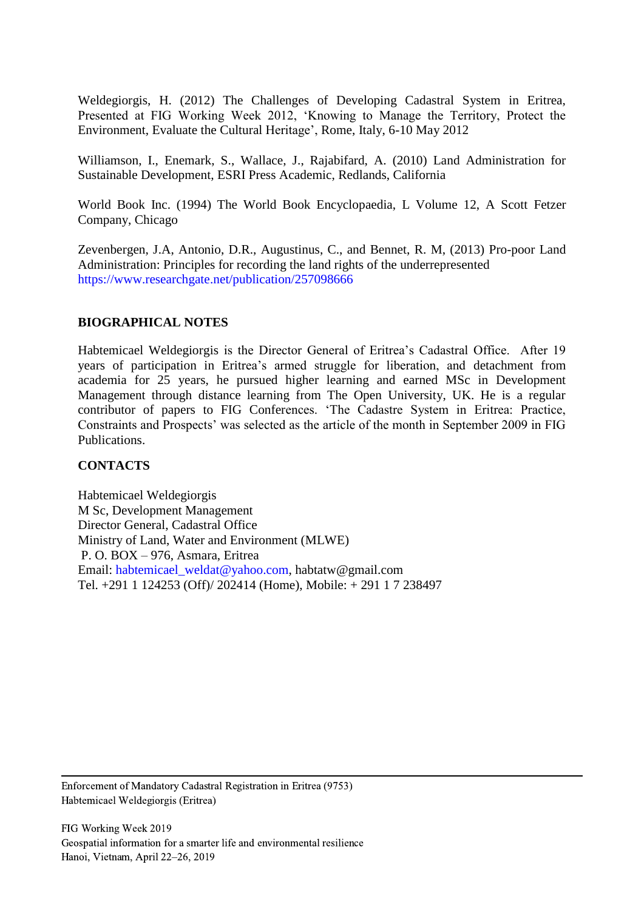Weldegiorgis, H. (2012) The Challenges of Developing Cadastral System in Eritrea, Presented at FIG Working Week 2012, 'Knowing to Manage the Territory, Protect the Environment, Evaluate the Cultural Heritage', Rome, Italy, 6-10 May 2012

Williamson, I., Enemark, S., Wallace, J., Rajabifard, A. (2010) Land Administration for Sustainable Development, ESRI Press Academic, Redlands, California

World Book Inc. (1994) The World Book Encyclopaedia, L Volume 12, A Scott Fetzer Company, Chicago

Zevenbergen, J.A, Antonio, D.R., Augustinus, C., and Bennet, R. M, (2013) Pro-poor Land Administration: Principles for recording the land rights of the underrepresented https://www.researchgate.net/publication/257098666

## BIOGRAPHICAL NOTES

Habtemicael Weldegiorgis is the Director General of Eritrea's Cadastral Office. After 19 years of participation in Eritrea's armed struggle for liberation, and detachment from academia for 25 years, he pursued higher learning and earned MSc in Development Management through distance learning from The Open University, UK. He is a regular contributor of papers to FIG Conferences. 'The Cadastre System in Eritrea: Practice, Constraints and Prospects' was selected as the article of the month in September 2009 in FIG Publications.

## CONTACTS

Habtemicael Weldegiorgis
M Sc, Development Management
Director General, Cadastral Office
Ministry of Land, Water and Environment (MLWE)
P. O. BOX – 976, Asmara, Eritrea
Email: habtemicael_weldat@yahoo.com, habtatw@gmail.com
Tel. +291 1 124253 (Off)/ 202414 (Home), Mobile: + 291 1 7 238497